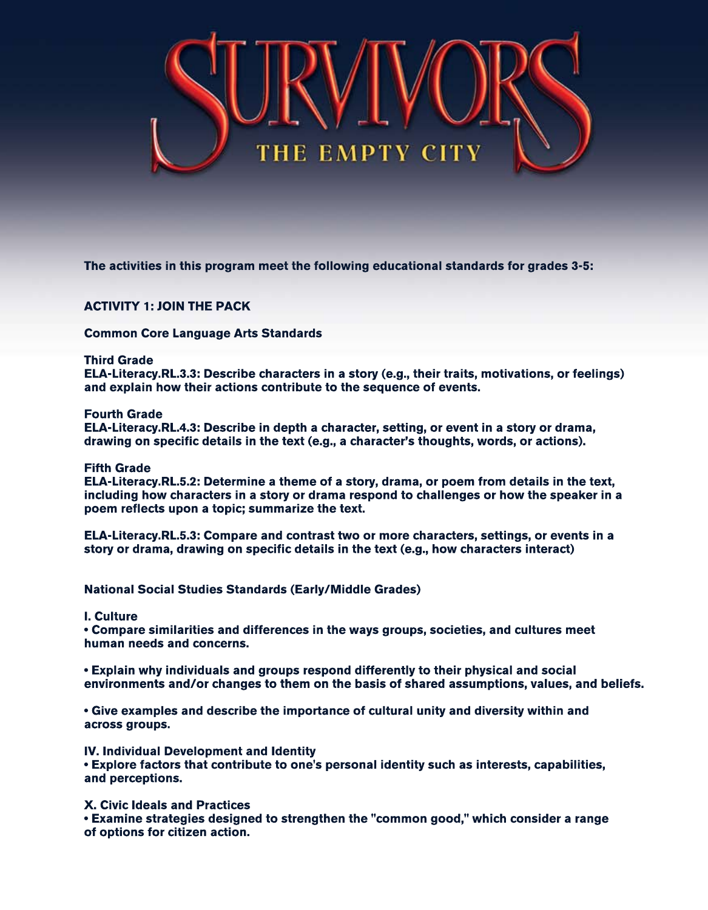# SURVIVORS

## THE EMPTY CITY

**The activities in this program meet the following educational standards for grades 3-5:**

### ACTIVITY 1: JOIN THE PACK

**Common Core Language Arts Standards**

**Third Grade**
**ELA-Literacy.RL.3.3: Describe characters in a story (e.g., their traits, motivations, or feelings) and explain how their actions contribute to the sequence of events.**

**Fourth Grade**
**ELA-Literacy.RL.4.3: Describe in depth a character, setting, or event in a story or drama, drawing on specific details in the text (e.g., a character's thoughts, words, or actions).**

**Fifth Grade**
**ELA-Literacy.RL.5.2: Determine a theme of a story, drama, or poem from details in the text, including how characters in a story or drama respond to challenges or how the speaker in a poem reflects upon a topic; summarize the text.**

**ELA-Literacy.RL.5.3: Compare and contrast two or more characters, settings, or events in a story or drama, drawing on specific details in the text (e.g., how characters interact)**

**National Social Studies Standards (Early/Middle Grades)**

**I. Culture**
- **Compare similarities and differences in the ways groups, societies, and cultures meet human needs and concerns.**
- **Explain why individuals and groups respond differently to their physical and social environments and/or changes to them on the basis of shared assumptions, values, and beliefs.**
- **Give examples and describe the importance of cultural unity and diversity within and across groups.**

**IV. Individual Development and Identity**
- **Explore factors that contribute to one's personal identity such as interests, capabilities, and perceptions.**

**X. Civic Ideals and Practices**
- **Examine strategies designed to strengthen the "common good," which consider a range of options for citizen action.**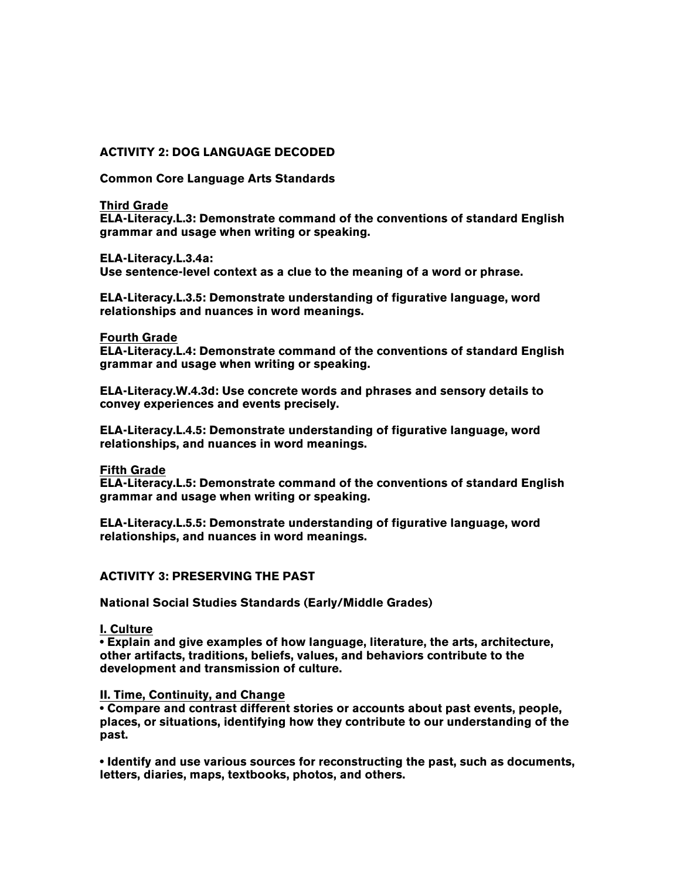## ACTIVITY 2: DOG LANGUAGE DECODED

**Common Core Language Arts Standards**

**Third Grade**

**ELA-Literacy.L.3: Demonstrate command of the conventions of standard English grammar and usage when writing or speaking.**

**ELA-Literacy.L.3.4a:**
**Use sentence-level context as a clue to the meaning of a word or phrase.**

**ELA-Literacy.L.3.5: Demonstrate understanding of figurative language, word relationships and nuances in word meanings.**

**Fourth Grade**

**ELA-Literacy.L.4: Demonstrate command of the conventions of standard English grammar and usage when writing or speaking.**

**ELA-Literacy.W.4.3d: Use concrete words and phrases and sensory details to convey experiences and events precisely.**

**ELA-Literacy.L.4.5: Demonstrate understanding of figurative language, word relationships, and nuances in word meanings.**

**Fifth Grade**

**ELA-Literacy.L.5: Demonstrate command of the conventions of standard English grammar and usage when writing or speaking.**

**ELA-Literacy.L.5.5: Demonstrate understanding of figurative language, word relationships, and nuances in word meanings.**

## ACTIVITY 3: PRESERVING THE PAST

**National Social Studies Standards (Early/Middle Grades)**

**I. Culture**

- **Explain and give examples of how language, literature, the arts, architecture, other artifacts, traditions, beliefs, values, and behaviors contribute to the development and transmission of culture.**

**II. Time, Continuity, and Change**

- **Compare and contrast different stories or accounts about past events, people, places, or situations, identifying how they contribute to our understanding of the past.**

- **Identify and use various sources for reconstructing the past, such as documents, letters, diaries, maps, textbooks, photos, and others.**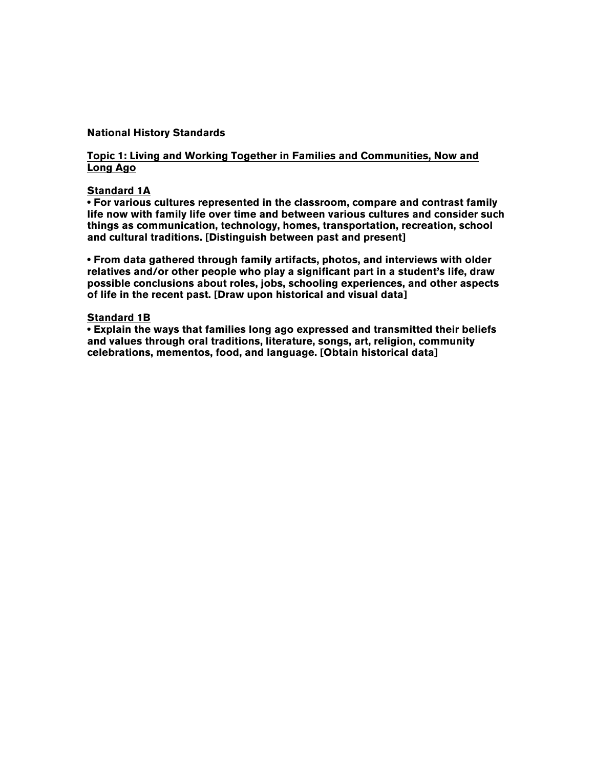**National History Standards**

**Topic 1: Living and Working Together in Families and Communities, Now and Long Ago**

**Standard 1A**

**• For various cultures represented in the classroom, compare and contrast family life now with family life over time and between various cultures and consider such things as communication, technology, homes, transportation, recreation, school and cultural traditions. [Distinguish between past and present]**

**• From data gathered through family artifacts, photos, and interviews with older relatives and/or other people who play a significant part in a student's life, draw possible conclusions about roles, jobs, schooling experiences, and other aspects of life in the recent past. [Draw upon historical and visual data]**

**Standard 1B**

**• Explain the ways that families long ago expressed and transmitted their beliefs and values through oral traditions, literature, songs, art, religion, community celebrations, mementos, food, and language. [Obtain historical data]**